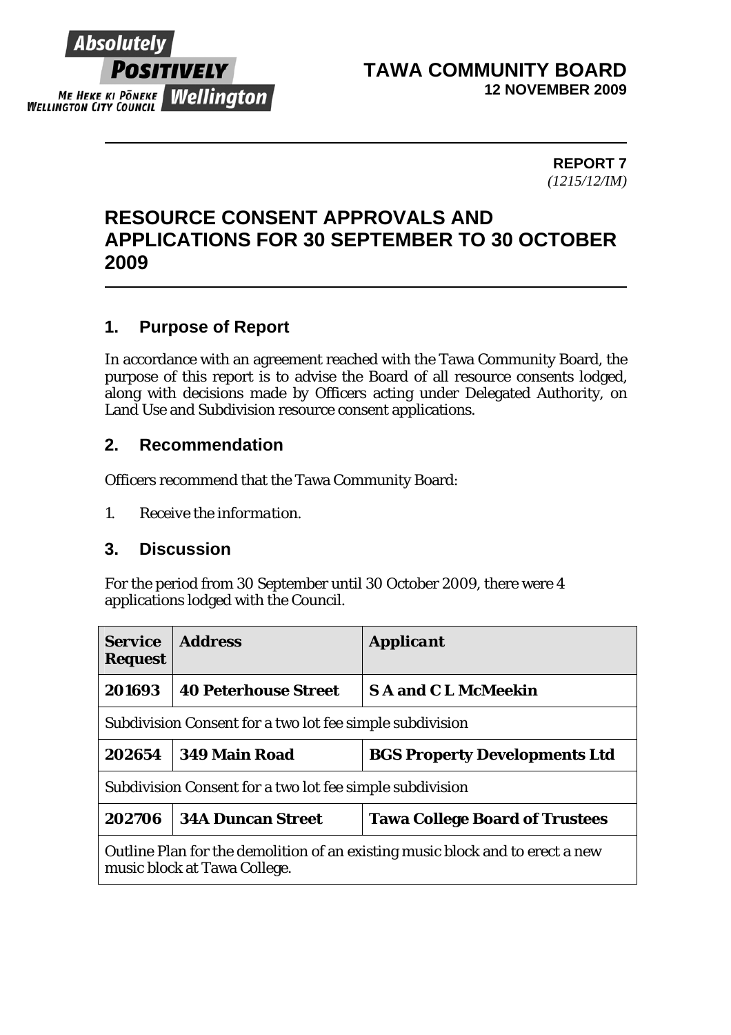**TAWA COMMUNITY BOARD**
**12 NOVEMBER 2009**

**REPORT 7**
*(1215/12/IM)*

# RESOURCE CONSENT APPROVALS AND APPLICATIONS FOR 30 SEPTEMBER TO 30 OCTOBER 2009

## 1. Purpose of Report

In accordance with an agreement reached with the Tawa Community Board, the purpose of this report is to advise the Board of all resource consents lodged, along with decisions made by Officers acting under Delegated Authority, on Land Use and Subdivision resource consent applications.

## 2. Recommendation

Officers recommend that the Tawa Community Board:

1. *Receive the information.*

## 3. Discussion

For the period from 30 September until 30 October 2009, there were 4 applications lodged with the Council.

| **Service Request** | **Address** | **Applicant** |
|---|---|---|
| **201693** | **40 Peterhouse Street** | **S A and C L McMeekin** |
| Subdivision Consent for a two lot fee simple subdivision | | |
| **202654** | **349 Main Road** | **BGS Property Developments Ltd** |
| Subdivision Consent for a two lot fee simple subdivision | | |
| **202706** | **34A Duncan Street** | **Tawa College Board of Trustees** |
| Outline Plan for the demolition of an existing music block and to erect a new music block at Tawa College. | | |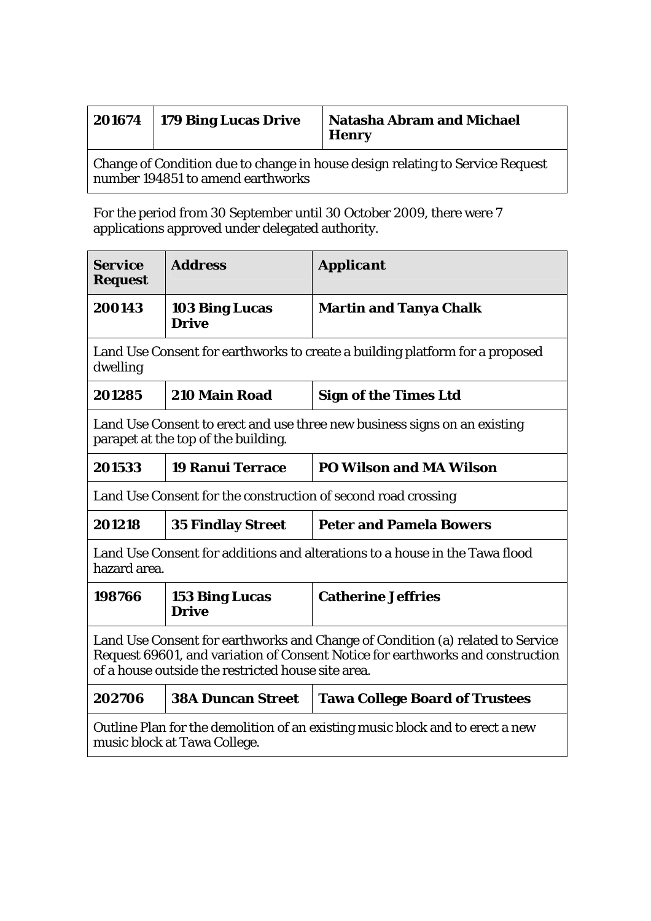| 201674 | 179 Bing Lucas Drive | Natasha Abram and Michael Henry |
|---|---|---|
| Change of Condition due to change in house design relating to Service Request number 194851 to amend earthworks | | |

For the period from 30 September until 30 October 2009, there were 7 applications approved under delegated authority.

| Service Request | Address | Applicant |
|---|---|---|
| **200143** | **103 Bing Lucas Drive** | **Martin and Tanya Chalk** |
| Land Use Consent for earthworks to create a building platform for a proposed dwelling | | |
| **201285** | **210 Main Road** | **Sign of the Times Ltd** |
| Land Use Consent to erect and use three new business signs on an existing parapet at the top of the building. | | |
| **201533** | **19 Ranui Terrace** | **PO Wilson and MA Wilson** |
| Land Use Consent for the construction of second road crossing | | |
| **201218** | **35 Findlay Street** | **Peter and Pamela Bowers** |
| Land Use Consent for additions and alterations to a house in the Tawa flood hazard area. | | |
| **198766** | **153 Bing Lucas Drive** | **Catherine Jeffries** |
| Land Use Consent for earthworks and Change of Condition (a) related to Service Request 69601, and variation of Consent Notice for earthworks and construction of a house outside the restricted house site area. | | |
| **202706** | **38A Duncan Street** | **Tawa College Board of Trustees** |
| Outline Plan for the demolition of an existing music block and to erect a new music block at Tawa College. | | |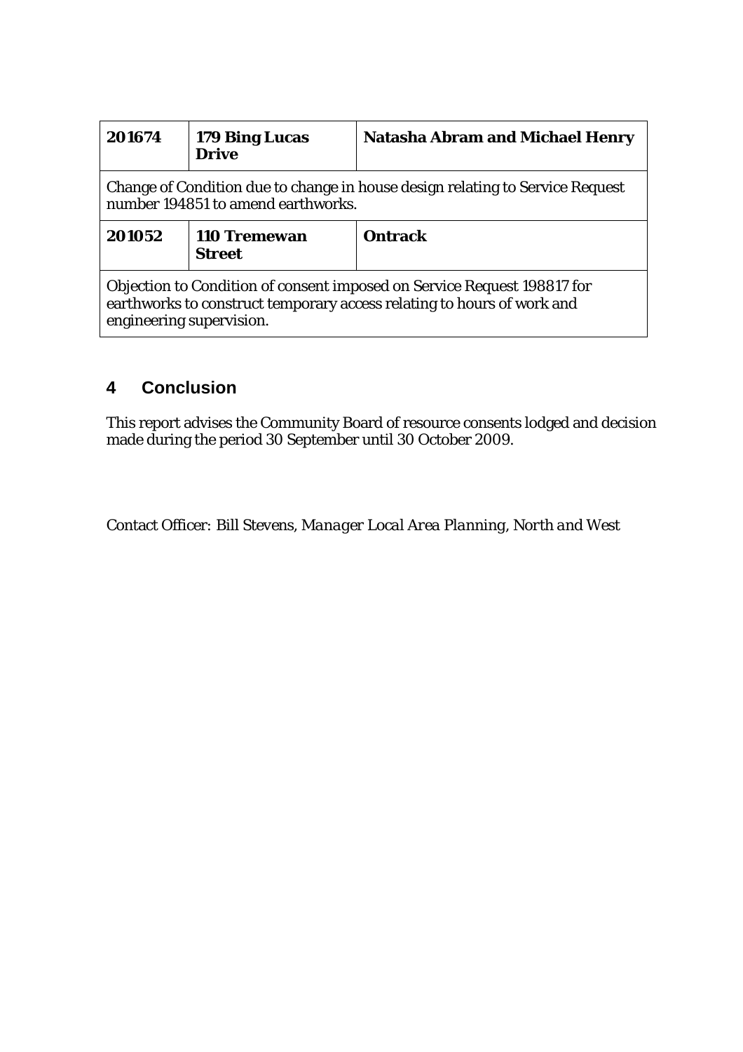| | | |
|---|---|---|
| **201674** | **179 Bing Lucas Drive** | **Natasha Abram and Michael Henry** |
| Change of Condition due to change in house design relating to Service Request number 194851 to amend earthworks. | | |
| **201052** | **110 Tremewan Street** | **Ontrack** |
| Objection to Condition of consent imposed on Service Request 198817 for earthworks to construct temporary access relating to hours of work and engineering supervision. | | |

## 4 Conclusion

This report advises the Community Board of resource consents lodged and decision made during the period 30 September until 30 October 2009.

Contact Officer: Bill Stevens, *Manager Local Area Planning, North and West*